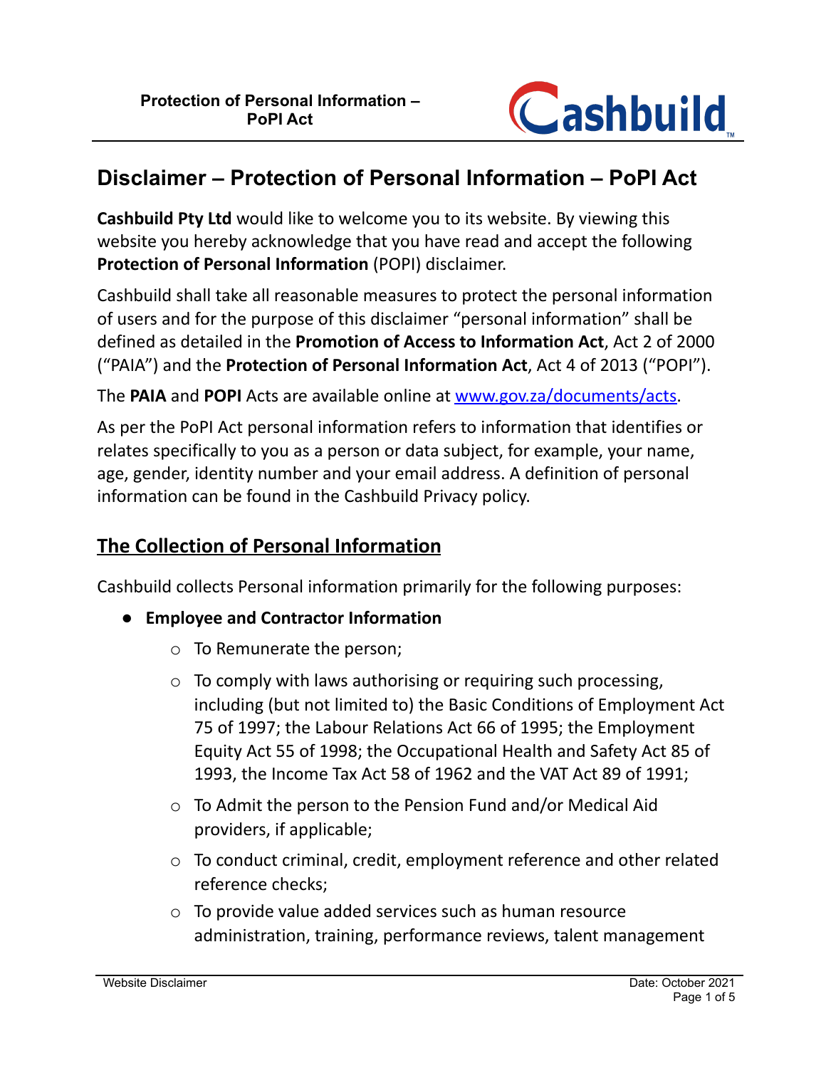# Disclaimer – Protection of Personal Information – PoPI Act

**Cashbuild Pty Ltd** would like to welcome you to its website. By viewing this website you hereby acknowledge that you have read and accept the following **Protection of Personal Information** (POPI) disclaimer.

Cashbuild shall take all reasonable measures to protect the personal information of users and for the purpose of this disclaimer "personal information" shall be defined as detailed in the **Promotion of Access to Information Act**, Act 2 of 2000 ("PAIA") and the **Protection of Personal Information Act**, Act 4 of 2013 ("POPI").

The **PAIA** and **POPI** Acts are available online at [www.gov.za/documents/acts](www.gov.za/documents/acts).

As per the PoPI Act personal information refers to information that identifies or relates specifically to you as a person or data subject, for example, your name, age, gender, identity number and your email address. A definition of personal information can be found in the Cashbuild Privacy policy.

## The Collection of Personal Information

Cashbuild collects Personal information primarily for the following purposes:

- **Employee and Contractor Information**
  - To Remunerate the person;
  - To comply with laws authorising or requiring such processing, including (but not limited to) the Basic Conditions of Employment Act 75 of 1997; the Labour Relations Act 66 of 1995; the Employment Equity Act 55 of 1998; the Occupational Health and Safety Act 85 of 1993, the Income Tax Act 58 of 1962 and the VAT Act 89 of 1991;
  - To Admit the person to the Pension Fund and/or Medical Aid providers, if applicable;
  - To conduct criminal, credit, employment reference and other related reference checks;
  - To provide value added services such as human resource administration, training, performance reviews, talent management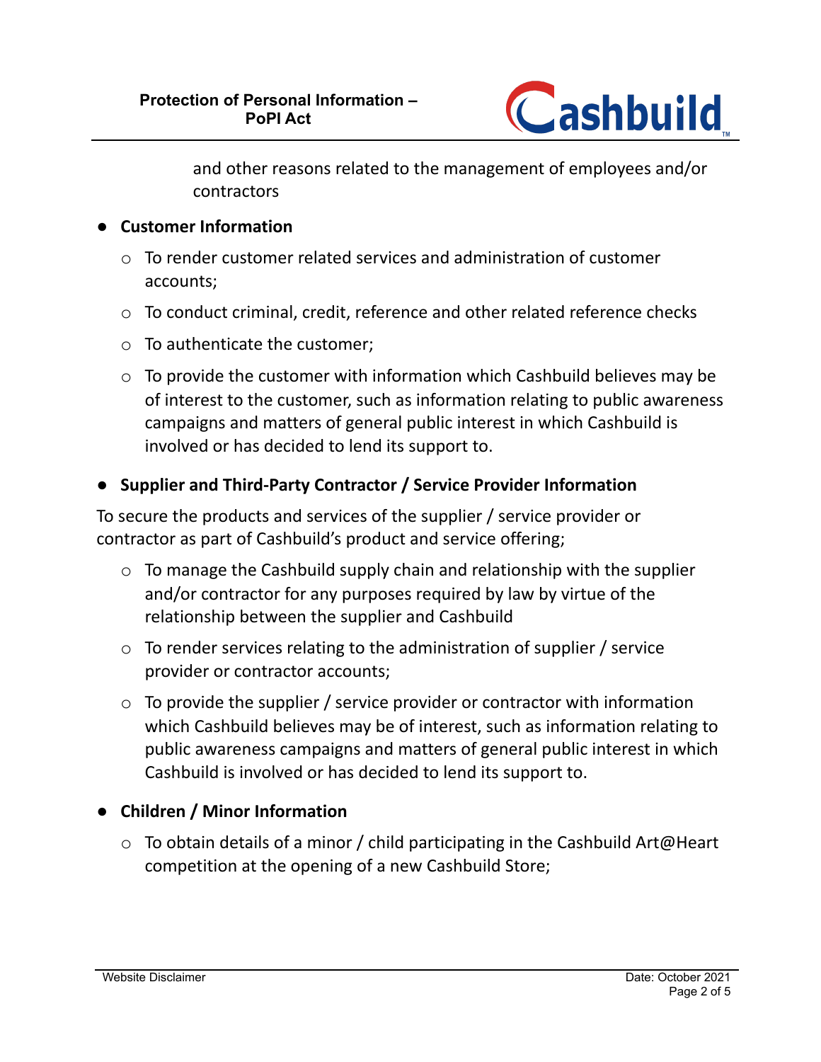and other reasons related to the management of employees and/or contractors

- **Customer Information**
  - To render customer related services and administration of customer accounts;
  - To conduct criminal, credit, reference and other related reference checks
  - To authenticate the customer;
  - To provide the customer with information which Cashbuild believes may be of interest to the customer, such as information relating to public awareness campaigns and matters of general public interest in which Cashbuild is involved or has decided to lend its support to.

- **Supplier and Third-Party Contractor / Service Provider Information**

To secure the products and services of the supplier / service provider or contractor as part of Cashbuild's product and service offering;

  - To manage the Cashbuild supply chain and relationship with the supplier and/or contractor for any purposes required by law by virtue of the relationship between the supplier and Cashbuild
  - To render services relating to the administration of supplier / service provider or contractor accounts;
  - To provide the supplier / service provider or contractor with information which Cashbuild believes may be of interest, such as information relating to public awareness campaigns and matters of general public interest in which Cashbuild is involved or has decided to lend its support to.

- **Children / Minor Information**
  - To obtain details of a minor / child participating in the Cashbuild Art@Heart competition at the opening of a new Cashbuild Store;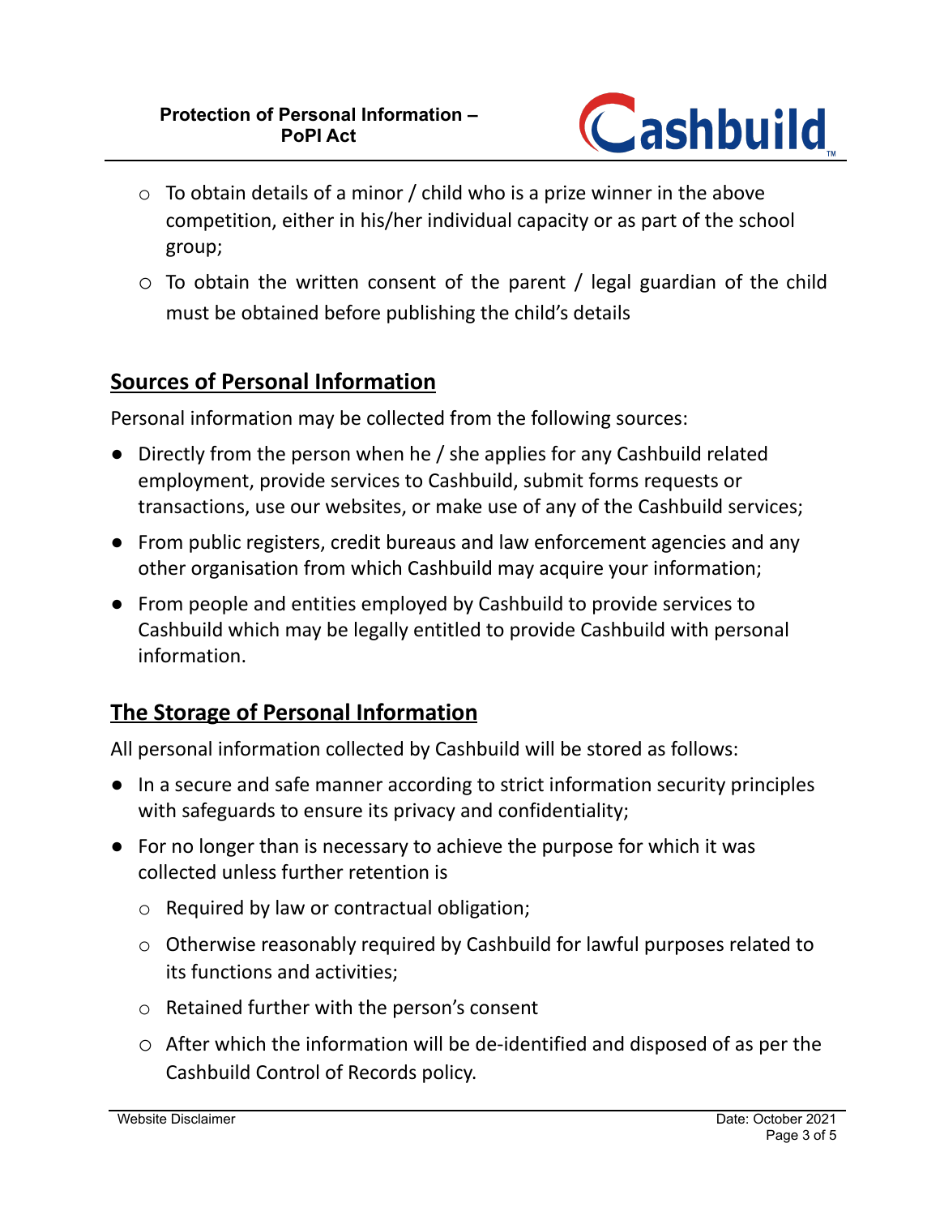- To obtain details of a minor / child who is a prize winner in the above competition, either in his/her individual capacity or as part of the school group;
- To obtain the written consent of the parent / legal guardian of the child must be obtained before publishing the child's details

## Sources of Personal Information

Personal information may be collected from the following sources:

- Directly from the person when he / she applies for any Cashbuild related employment, provide services to Cashbuild, submit forms requests or transactions, use our websites, or make use of any of the Cashbuild services;
- From public registers, credit bureaus and law enforcement agencies and any other organisation from which Cashbuild may acquire your information;
- From people and entities employed by Cashbuild to provide services to Cashbuild which may be legally entitled to provide Cashbuild with personal information.

## The Storage of Personal Information

All personal information collected by Cashbuild will be stored as follows:

- In a secure and safe manner according to strict information security principles with safeguards to ensure its privacy and confidentiality;
- For no longer than is necessary to achieve the purpose for which it was collected unless further retention is
    - Required by law or contractual obligation;
    - Otherwise reasonably required by Cashbuild for lawful purposes related to its functions and activities;
    - Retained further with the person's consent
    - After which the information will be de-identified and disposed of as per the Cashbuild Control of Records policy.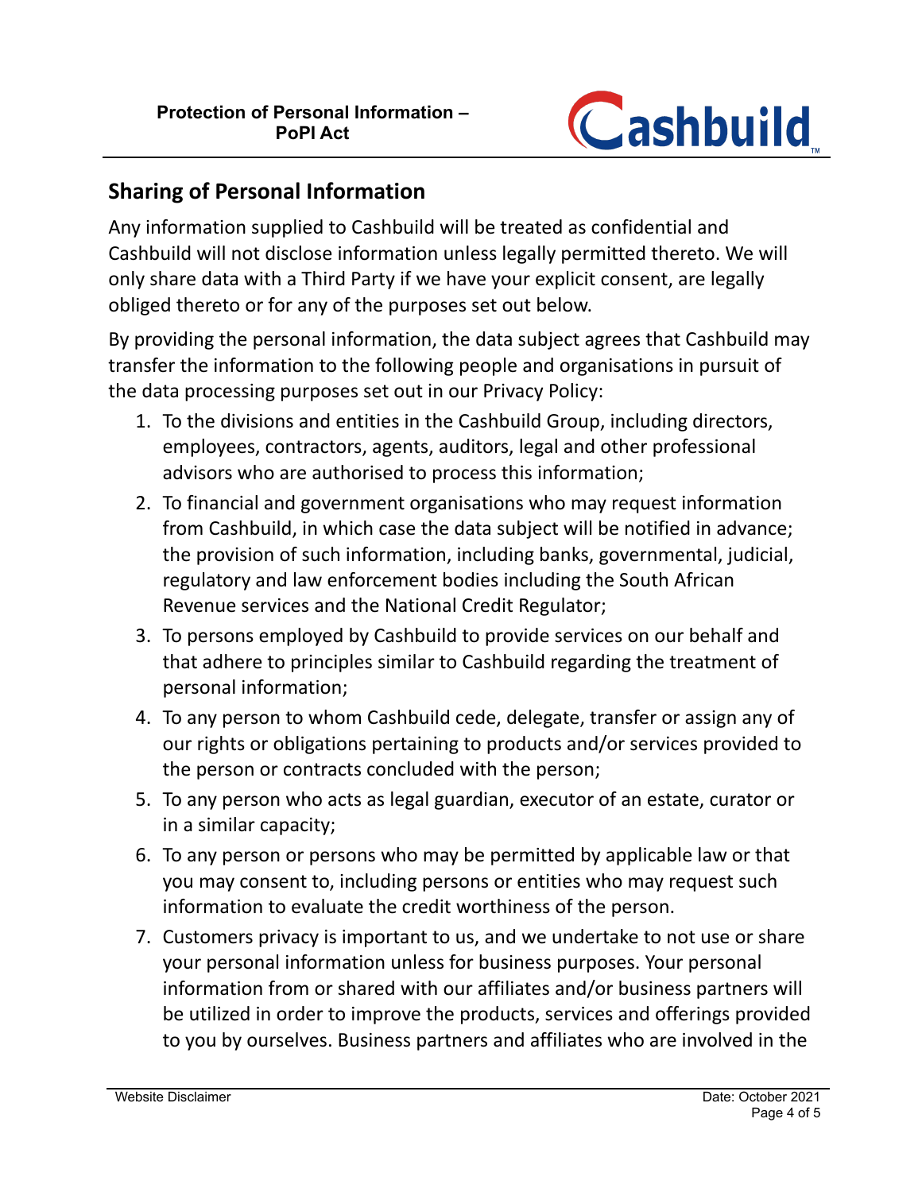## Sharing of Personal Information

Any information supplied to Cashbuild will be treated as confidential and Cashbuild will not disclose information unless legally permitted thereto. We will only share data with a Third Party if we have your explicit consent, are legally obliged thereto or for any of the purposes set out below.

By providing the personal information, the data subject agrees that Cashbuild may transfer the information to the following people and organisations in pursuit of the data processing purposes set out in our Privacy Policy:

1. To the divisions and entities in the Cashbuild Group, including directors, employees, contractors, agents, auditors, legal and other professional advisors who are authorised to process this information;
2. To financial and government organisations who may request information from Cashbuild, in which case the data subject will be notified in advance; the provision of such information, including banks, governmental, judicial, regulatory and law enforcement bodies including the South African Revenue services and the National Credit Regulator;
3. To persons employed by Cashbuild to provide services on our behalf and that adhere to principles similar to Cashbuild regarding the treatment of personal information;
4. To any person to whom Cashbuild cede, delegate, transfer or assign any of our rights or obligations pertaining to products and/or services provided to the person or contracts concluded with the person;
5. To any person who acts as legal guardian, executor of an estate, curator or in a similar capacity;
6. To any person or persons who may be permitted by applicable law or that you may consent to, including persons or entities who may request such information to evaluate the credit worthiness of the person.
7. Customers privacy is important to us, and we undertake to not use or share your personal information unless for business purposes. Your personal information from or shared with our affiliates and/or business partners will be utilized in order to improve the products, services and offerings provided to you by ourselves. Business partners and affiliates who are involved in the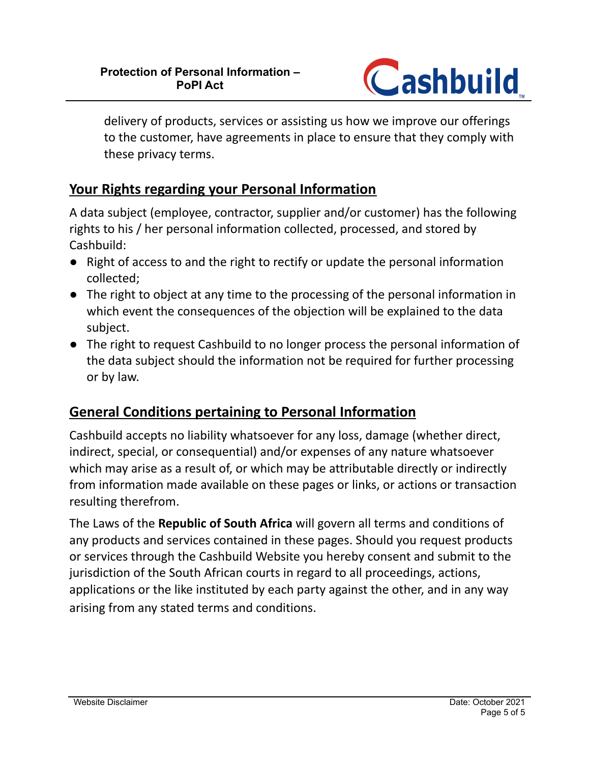delivery of products, services or assisting us how we improve our offerings to the customer, have agreements in place to ensure that they comply with these privacy terms.

## Your Rights regarding your Personal Information

A data subject (employee, contractor, supplier and/or customer) has the following rights to his / her personal information collected, processed, and stored by Cashbuild:

- Right of access to and the right to rectify or update the personal information collected;
- The right to object at any time to the processing of the personal information in which event the consequences of the objection will be explained to the data subject.
- The right to request Cashbuild to no longer process the personal information of the data subject should the information not be required for further processing or by law.

## General Conditions pertaining to Personal Information

Cashbuild accepts no liability whatsoever for any loss, damage (whether direct, indirect, special, or consequential) and/or expenses of any nature whatsoever which may arise as a result of, or which may be attributable directly or indirectly from information made available on these pages or links, or actions or transaction resulting therefrom.

The Laws of the **Republic of South Africa** will govern all terms and conditions of any products and services contained in these pages. Should you request products or services through the Cashbuild Website you hereby consent and submit to the jurisdiction of the South African courts in regard to all proceedings, actions, applications or the like instituted by each party against the other, and in any way arising from any stated terms and conditions.